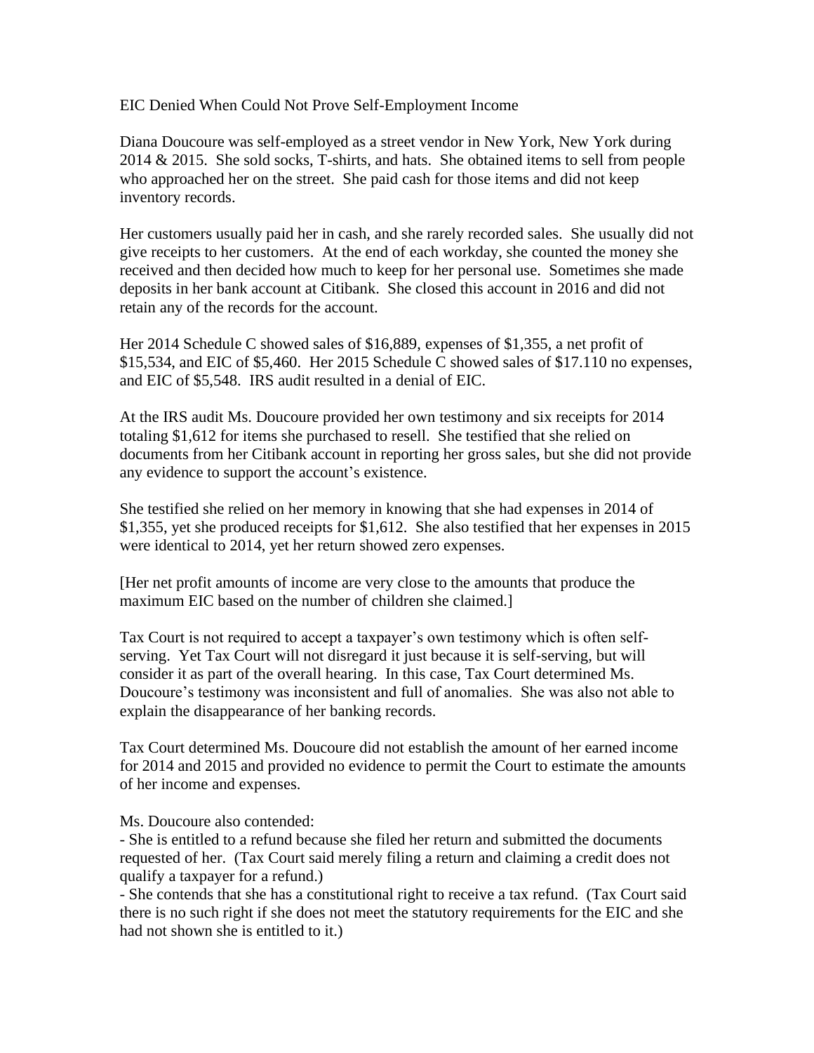# EIC Denied When Could Not Prove Self-Employment Income

Diana Doucoure was self-employed as a street vendor in New York, New York during 2014 & 2015. She sold socks, T-shirts, and hats. She obtained items to sell from people who approached her on the street. She paid cash for those items and did not keep inventory records.

Her customers usually paid her in cash, and she rarely recorded sales. She usually did not give receipts to her customers. At the end of each workday, she counted the money she received and then decided how much to keep for her personal use. Sometimes she made deposits in her bank account at Citibank. She closed this account in 2016 and did not retain any of the records for the account.

Her 2014 Schedule C showed sales of $16,889, expenses of $1,355, a net profit of $15,534, and EIC of $5,460. Her 2015 Schedule C showed sales of $17.110 no expenses, and EIC of $5,548. IRS audit resulted in a denial of EIC.

At the IRS audit Ms. Doucoure provided her own testimony and six receipts for 2014 totaling $1,612 for items she purchased to resell. She testified that she relied on documents from her Citibank account in reporting her gross sales, but she did not provide any evidence to support the account's existence.

She testified she relied on her memory in knowing that she had expenses in 2014 of $1,355, yet she produced receipts for $1,612. She also testified that her expenses in 2015 were identical to 2014, yet her return showed zero expenses.

[Her net profit amounts of income are very close to the amounts that produce the maximum EIC based on the number of children she claimed.]

Tax Court is not required to accept a taxpayer's own testimony which is often self-serving. Yet Tax Court will not disregard it just because it is self-serving, but will consider it as part of the overall hearing. In this case, Tax Court determined Ms. Doucoure's testimony was inconsistent and full of anomalies. She was also not able to explain the disappearance of her banking records.

Tax Court determined Ms. Doucoure did not establish the amount of her earned income for 2014 and 2015 and provided no evidence to permit the Court to estimate the amounts of her income and expenses.

Ms. Doucoure also contended:

- She is entitled to a refund because she filed her return and submitted the documents requested of her. (Tax Court said merely filing a return and claiming a credit does not qualify a taxpayer for a refund.)
- She contends that she has a constitutional right to receive a tax refund. (Tax Court said there is no such right if she does not meet the statutory requirements for the EIC and she had not shown she is entitled to it.)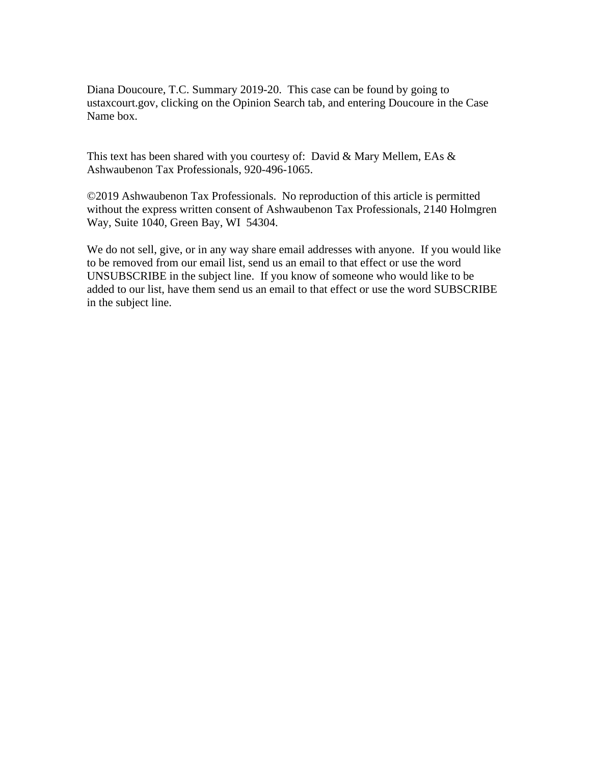Diana Doucoure, T.C. Summary 2019-20. This case can be found by going to ustaxcourt.gov, clicking on the Opinion Search tab, and entering Doucoure in the Case Name box.

This text has been shared with you courtesy of: David & Mary Mellem, EAs & Ashwaubenon Tax Professionals, 920-496-1065.

©2019 Ashwaubenon Tax Professionals. No reproduction of this article is permitted without the express written consent of Ashwaubenon Tax Professionals, 2140 Holmgren Way, Suite 1040, Green Bay, WI 54304.

We do not sell, give, or in any way share email addresses with anyone. If you would like to be removed from our email list, send us an email to that effect or use the word UNSUBSCRIBE in the subject line. If you know of someone who would like to be added to our list, have them send us an email to that effect or use the word SUBSCRIBE in the subject line.